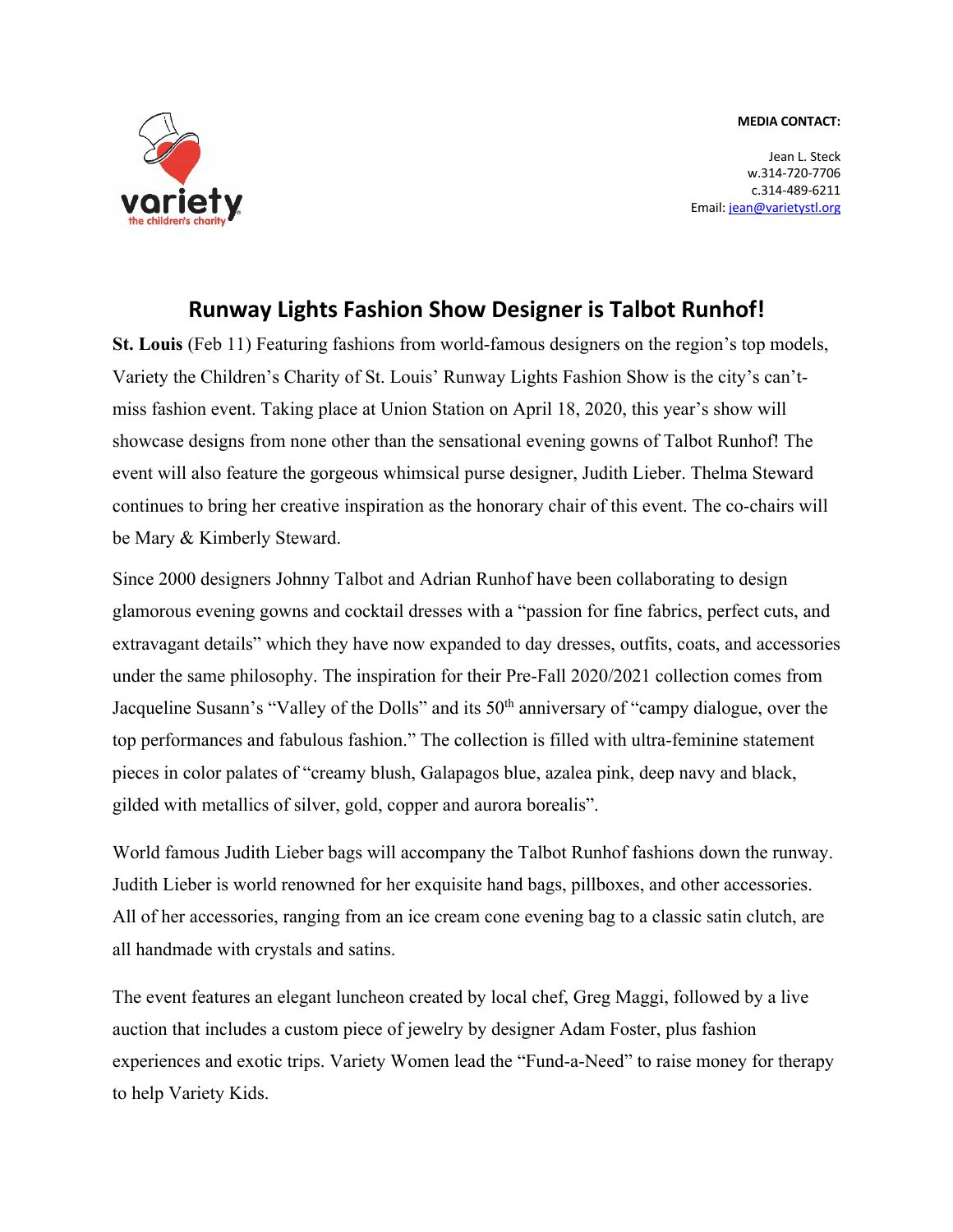**MEDIA CONTACT:**

Jean L. Steck
w.314-720-7706
c.314-489-6211
Email: jean@varietystl.org

# Runway Lights Fashion Show Designer is Talbot Runhof!

**St. Louis** (Feb 11) Featuring fashions from world-famous designers on the region's top models, Variety the Children's Charity of St. Louis' Runway Lights Fashion Show is the city's can't-miss fashion event. Taking place at Union Station on April 18, 2020, this year's show will showcase designs from none other than the sensational evening gowns of Talbot Runhof! The event will also feature the gorgeous whimsical purse designer, Judith Lieber. Thelma Steward continues to bring her creative inspiration as the honorary chair of this event. The co-chairs will be Mary & Kimberly Steward.

Since 2000 designers Johnny Talbot and Adrian Runhof have been collaborating to design glamorous evening gowns and cocktail dresses with a "passion for fine fabrics, perfect cuts, and extravagant details" which they have now expanded to day dresses, outfits, coats, and accessories under the same philosophy. The inspiration for their Pre-Fall 2020/2021 collection comes from Jacqueline Susann's "Valley of the Dolls" and its 50th anniversary of "campy dialogue, over the top performances and fabulous fashion." The collection is filled with ultra-feminine statement pieces in color palates of "creamy blush, Galapagos blue, azalea pink, deep navy and black, gilded with metallics of silver, gold, copper and aurora borealis".

World famous Judith Lieber bags will accompany the Talbot Runhof fashions down the runway. Judith Lieber is world renowned for her exquisite hand bags, pillboxes, and other accessories. All of her accessories, ranging from an ice cream cone evening bag to a classic satin clutch, are all handmade with crystals and satins.

The event features an elegant luncheon created by local chef, Greg Maggi, followed by a live auction that includes a custom piece of jewelry by designer Adam Foster, plus fashion experiences and exotic trips. Variety Women lead the "Fund-a-Need" to raise money for therapy to help Variety Kids.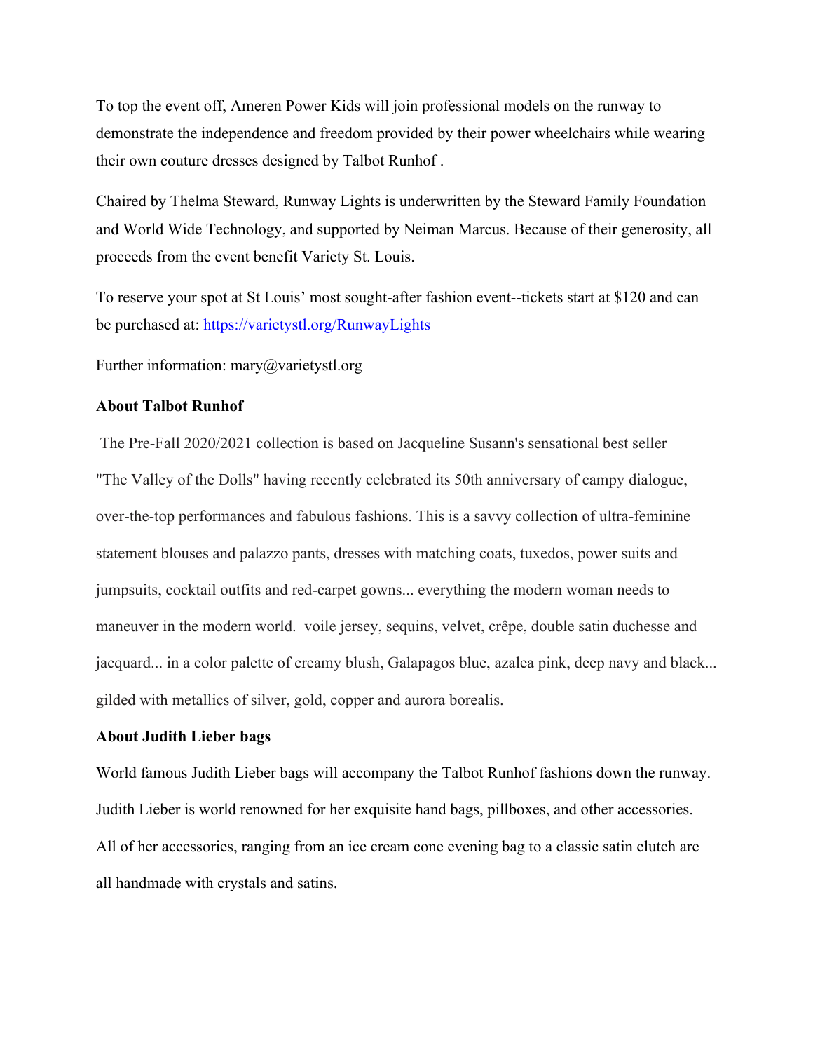To top the event off, Ameren Power Kids will join professional models on the runway to demonstrate the independence and freedom provided by their power wheelchairs while wearing their own couture dresses designed by Talbot Runhof .

Chaired by Thelma Steward, Runway Lights is underwritten by the Steward Family Foundation and World Wide Technology, and supported by Neiman Marcus. Because of their generosity, all proceeds from the event benefit Variety St. Louis.

To reserve your spot at St Louis' most sought-after fashion event--tickets start at $120 and can be purchased at: [https://varietystl.org/RunwayLights](https://varietystl.org/RunwayLights)

Further information: mary@varietystl.org

**About Talbot Runhof**

The Pre-Fall 2020/2021 collection is based on Jacqueline Susann's sensational best seller "The Valley of the Dolls" having recently celebrated its 50th anniversary of campy dialogue, over-the-top performances and fabulous fashions. This is a savvy collection of ultra-feminine statement blouses and palazzo pants, dresses with matching coats, tuxedos, power suits and jumpsuits, cocktail outfits and red-carpet gowns... everything the modern woman needs to maneuver in the modern world. voile jersey, sequins, velvet, crêpe, double satin duchesse and jacquard... in a color palette of creamy blush, Galapagos blue, azalea pink, deep navy and black... gilded with metallics of silver, gold, copper and aurora borealis.

**About Judith Lieber bags**

World famous Judith Lieber bags will accompany the Talbot Runhof fashions down the runway. Judith Lieber is world renowned for her exquisite hand bags, pillboxes, and other accessories. All of her accessories, ranging from an ice cream cone evening bag to a classic satin clutch are all handmade with crystals and satins.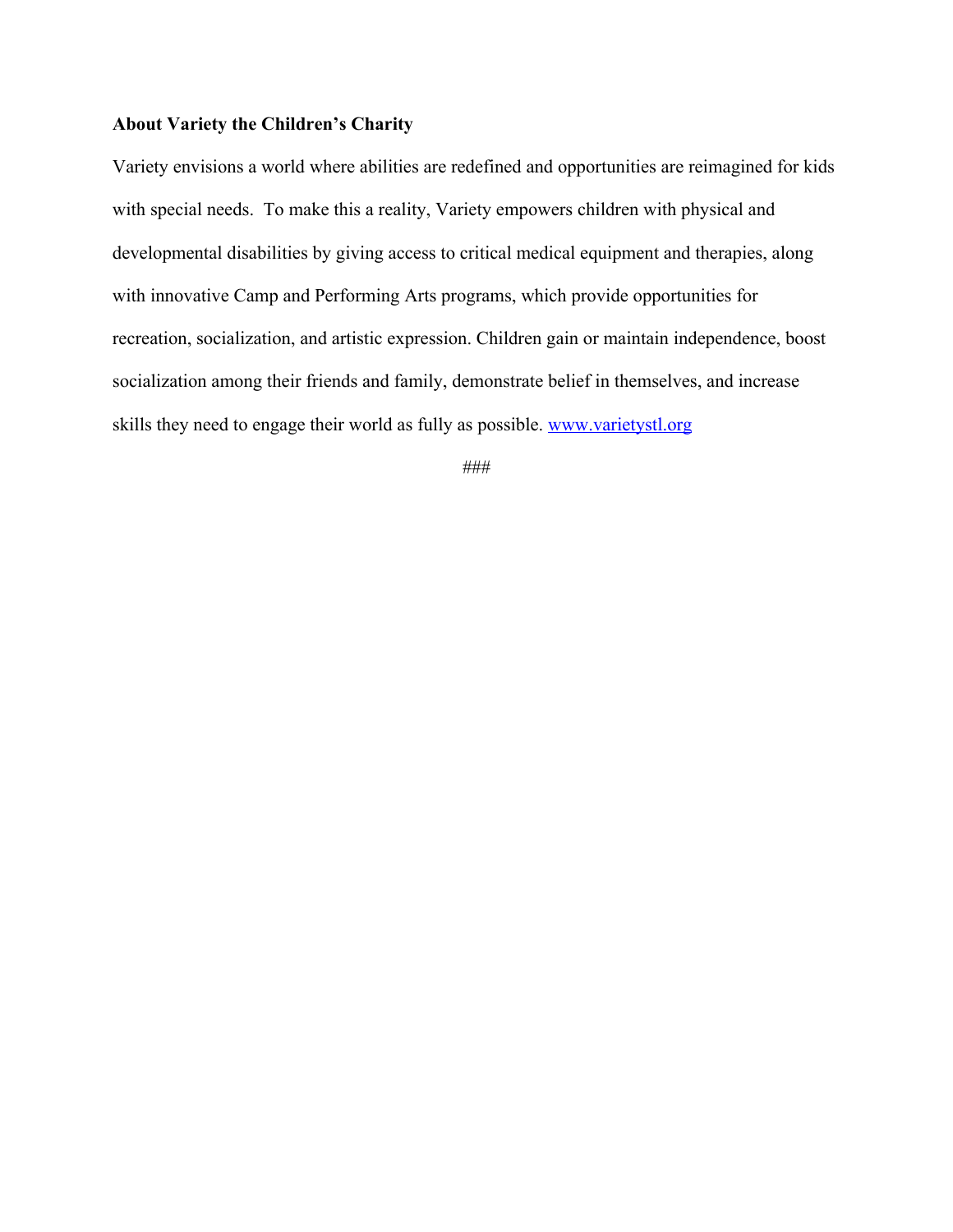**About Variety the Children's Charity**

Variety envisions a world where abilities are redefined and opportunities are reimagined for kids with special needs. To make this a reality, Variety empowers children with physical and developmental disabilities by giving access to critical medical equipment and therapies, along with innovative Camp and Performing Arts programs, which provide opportunities for recreation, socialization, and artistic expression. Children gain or maintain independence, boost socialization among their friends and family, demonstrate belief in themselves, and increase skills they need to engage their world as fully as possible. [www.varietystl.org](http://www.varietystl.org)

###